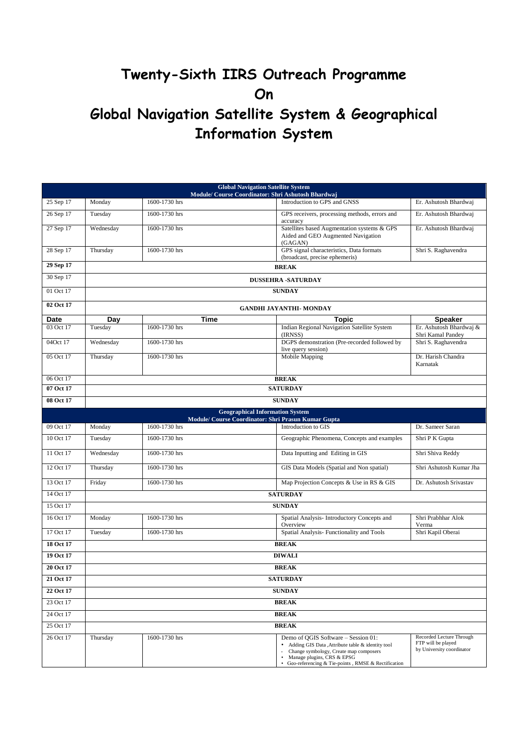# Twenty-Sixth IIRS Outreach Programme

# On

# Global Navigation Satellite System & Geographical Information System

| Global Navigation Satellite System<br>Module/ Course Coordinator: Shri Ashutosh Bhardwaj | | | | |
|---|---|---|---|---|
| 25 Sep 17 | Monday | 1600-1730 hrs | Introduction to GPS and GNSS | Er. Ashutosh Bhardwaj |
| 26 Sep 17 | Tuesday | 1600-1730 hrs | GPS receivers, processing methods, errors and accuracy | Er. Ashutosh Bhardwaj |
| 27 Sep 17 | Wednesday | 1600-1730 hrs | Satellites based Augmentation systems & GPS Aided and GEO Augmented Navigation (GAGAN) | Er. Ashutosh Bhardwaj |
| 28 Sep 17 | Thursday | 1600-1730 hrs | GPS signal characteristics, Data formats (broadcast, precise ephemeris) | Shri S. Raghavendra |
| **29 Sep 17** | **BREAK** | | | |
| 30 Sep 17 | **DUSSEHRA -SATURDAY** | | | |
| 01 Oct 17 | **SUNDAY** | | | |
| **02 Oct 17** | **GANDHI JAYANTHI- MONDAY** | | | |
| **Date** | **Day** | **Time** | **Topic** | **Speaker** |
| 03 Oct 17 | Tuesday | 1600-1730 hrs | Indian Regional Navigation Satellite System (IRNSS) | Er. Ashutosh Bhardwaj & Shri Kamal Pandey |
| 04Oct 17 | Wednesday | 1600-1730 hrs | DGPS demonstration (Pre-recorded followed by live query session) | Shri S. Raghavendra |
| 05 Oct 17 | Thursday | 1600-1730 hrs | Mobile Mapping | Dr. Harish Chandra Karnatak |
| 06 Oct 17 | **BREAK** | | | |
| **07 Oct 17** | **SATURDAY** | | | |
| **08 Oct 17** | **SUNDAY** | | | |
| **Geographical Information System<br>Module/ Course Coordinator: Shri Prasun Kumar Gupta** | | | | |
| 09 Oct 17 | Monday | 1600-1730 hrs | Introduction to GIS | Dr. Sameer Saran |
| 10 Oct 17 | Tuesday | 1600-1730 hrs | Geographic Phenomena, Concepts and examples | Shri P K Gupta |
| 11 Oct 17 | Wednesday | 1600-1730 hrs | Data Inputting and Editing in GIS | Shri Shiva Reddy |
| 12 Oct 17 | Thursday | 1600-1730 hrs | GIS Data Models (Spatial and Non spatial) | Shri Ashutosh Kumar Jha |
| 13 Oct 17 | Friday | 1600-1730 hrs | Map Projection Concepts & Use in RS & GIS | Dr. Ashutosh Srivastav |
| 14 Oct 17 | **SATURDAY** | | | |
| 15 Oct 17 | **SUNDAY** | | | |
| 16 Oct 17 | Monday | 1600-1730 hrs | Spatial Analysis- Introductory Concepts and Overview | Shri Prabhhar Alok Verma |
| 17 Oct 17 | Tuesday | 1600-1730 hrs | Spatial Analysis- Functionality and Tools | Shri Kapil Oberai |
| **18 Oct 17** | **BREAK** | | | |
| **19 Oct 17** | **DIWALI** | | | |
| **20 Oct 17** | **BREAK** | | | |
| **21 Oct 17** | **SATURDAY** | | | |
| **22 Oct 17** | **SUNDAY** | | | |
| 23 Oct 17 | **BREAK** | | | |
| 24 Oct 17 | **BREAK** | | | |
| 25 Oct 17 | **BREAK** | | | |
| 26 Oct 17 | Thursday | 1600-1730 hrs | Demo of QGIS Software – Session 01:<br>• Adding GIS Data ,Attribute table & identity tool<br>• Change symbology, Create map composers<br>• Manage plugins, CRS & EPSG<br>• Geo-referencing & Tie-points , RMSE & Rectification | Recorded Lecture Through FTP will be played by University coordinator |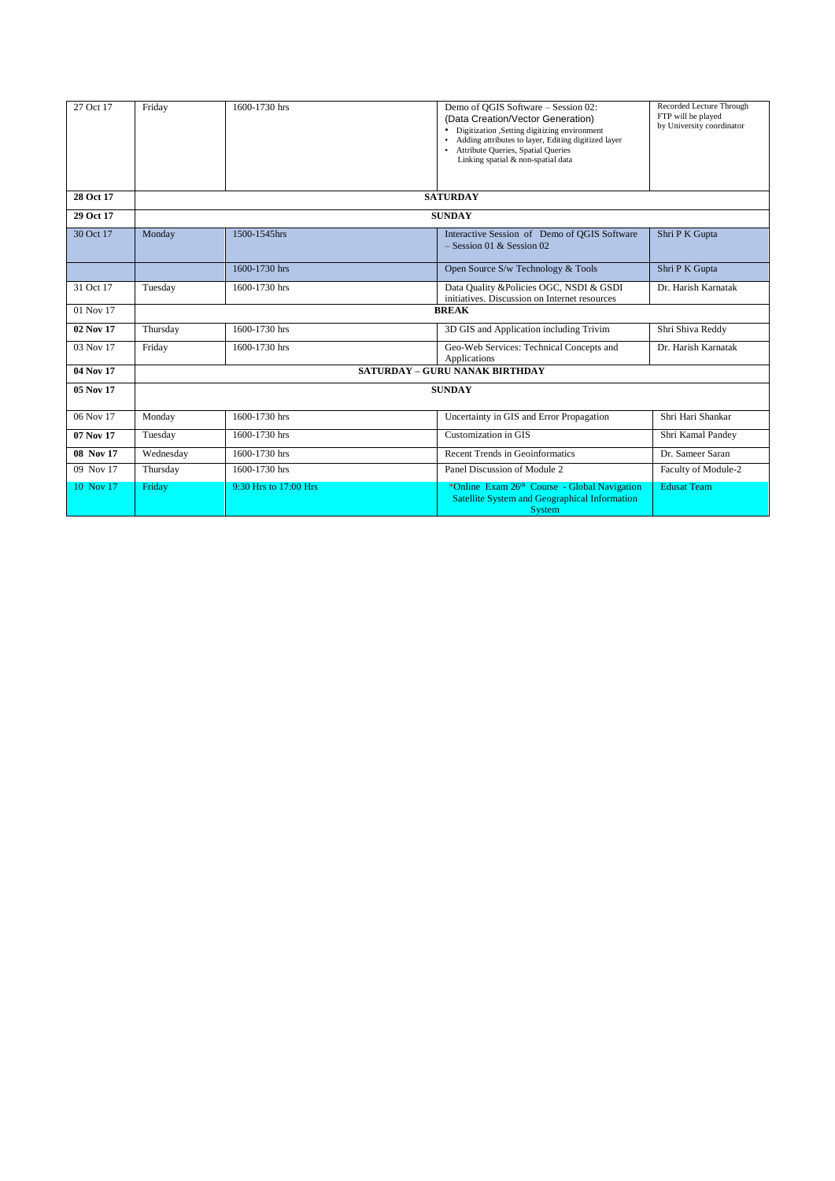| | | | | |
|---|---|---|---|---|
| 27 Oct 17 | Friday | 1600-1730 hrs | Demo of QGIS Software – Session 02: (Data Creation/Vector Generation)<br>• Digitization ,Setting digitizing environment<br>• Adding attributes to layer, Editing digitized layer<br>• Attribute Queries, Spatial Queries<br>Linking spatial & non-spatial data | Recorded Lecture Through FTP will be played by University coordinator |
| **28 Oct 17** | **SATURDAY** | | | |
| **29 Oct 17** | **SUNDAY** | | | |
| 30 Oct 17 | Monday | 1500-1545hrs | Interactive Session of Demo of QGIS Software – Session 01 & Session 02 | Shri P K Gupta |
| | | 1600-1730 hrs | Open Source S/w Technology & Tools | Shri P K Gupta |
| 31 Oct 17 | Tuesday | 1600-1730 hrs | Data Quality &Policies OGC, NSDI & GSDI initiatives. Discussion on Internet resources | Dr. Harish Karnatak |
| 01 Nov 17 | **BREAK** | | | |
| **02 Nov 17** | Thursday | 1600-1730 hrs | 3D GIS and Application including Trivim | Shri Shiva Reddy |
| 03 Nov 17 | Friday | 1600-1730 hrs | Geo-Web Services: Technical Concepts and Applications | Dr. Harish Karnatak |
| **04 Nov 17** | **SATURDAY – GURU NANAK BIRTHDAY** | | | |
| **05 Nov 17** | **SUNDAY** | | | |
| 06 Nov 17 | Monday | 1600-1730 hrs | Uncertainty in GIS and Error Propagation | Shri Hari Shankar |
| **07 Nov 17** | Tuesday | 1600-1730 hrs | Customization in GIS | Shri Kamal Pandey |
| **08 Nov 17** | Wednesday | 1600-1730 hrs | Recent Trends in Geoinformatics | Dr. Sameer Saran |
| 09 Nov 17 | Thursday | 1600-1730 hrs | Panel Discussion of Module 2 | Faculty of Module-2 |
| 10 Nov 17 | Friday | 9:30 Hrs to 17:00 Hrs | *Online Exam 26th Course - Global Navigation Satellite System and Geographical Information System | Edusat Team |